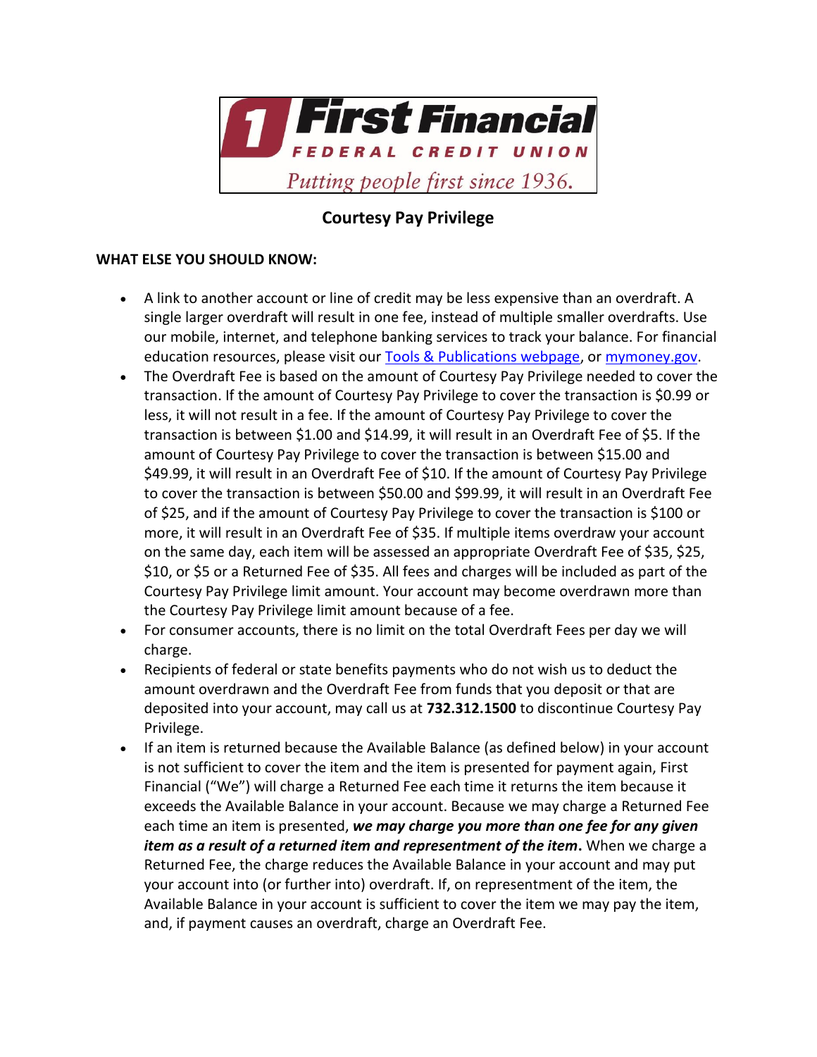# First Financial Federal Credit Union

*Putting people first since 1936.*

## Courtesy Pay Privilege

**WHAT ELSE YOU SHOULD KNOW:**

- A link to another account or line of credit may be less expensive than an overdraft. A single larger overdraft will result in one fee, instead of multiple smaller overdrafts. Use our mobile, internet, and telephone banking services to track your balance. For financial education resources, please visit our [Tools & Publications webpage](), or [mymoney.gov]().
- The Overdraft Fee is based on the amount of Courtesy Pay Privilege needed to cover the transaction. If the amount of Courtesy Pay Privilege to cover the transaction is $0.99 or less, it will not result in a fee. If the amount of Courtesy Pay Privilege to cover the transaction is between $1.00 and $14.99, it will result in an Overdraft Fee of $5. If the amount of Courtesy Pay Privilege to cover the transaction is between $15.00 and $49.99, it will result in an Overdraft Fee of $10. If the amount of Courtesy Pay Privilege to cover the transaction is between $50.00 and $99.99, it will result in an Overdraft Fee of $25, and if the amount of Courtesy Pay Privilege to cover the transaction is $100 or more, it will result in an Overdraft Fee of $35. If multiple items overdraw your account on the same day, each item will be assessed an appropriate Overdraft Fee of $35, $25, $10, or $5 or a Returned Fee of $35. All fees and charges will be included as part of the Courtesy Pay Privilege limit amount. Your account may become overdrawn more than the Courtesy Pay Privilege limit amount because of a fee.
- For consumer accounts, there is no limit on the total Overdraft Fees per day we will charge.
- Recipients of federal or state benefits payments who do not wish us to deduct the amount overdrawn and the Overdraft Fee from funds that you deposit or that are deposited into your account, may call us at **732.312.1500** to discontinue Courtesy Pay Privilege.
- If an item is returned because the Available Balance (as defined below) in your account is not sufficient to cover the item and the item is presented for payment again, First Financial ("We") will charge a Returned Fee each time it returns the item because it exceeds the Available Balance in your account. Because we may charge a Returned Fee each time an item is presented, ***we may charge you more than one fee for any given item as a result of a returned item and representment of the item*****.** When we charge a Returned Fee, the charge reduces the Available Balance in your account and may put your account into (or further into) overdraft. If, on representment of the item, the Available Balance in your account is sufficient to cover the item we may pay the item, and, if payment causes an overdraft, charge an Overdraft Fee.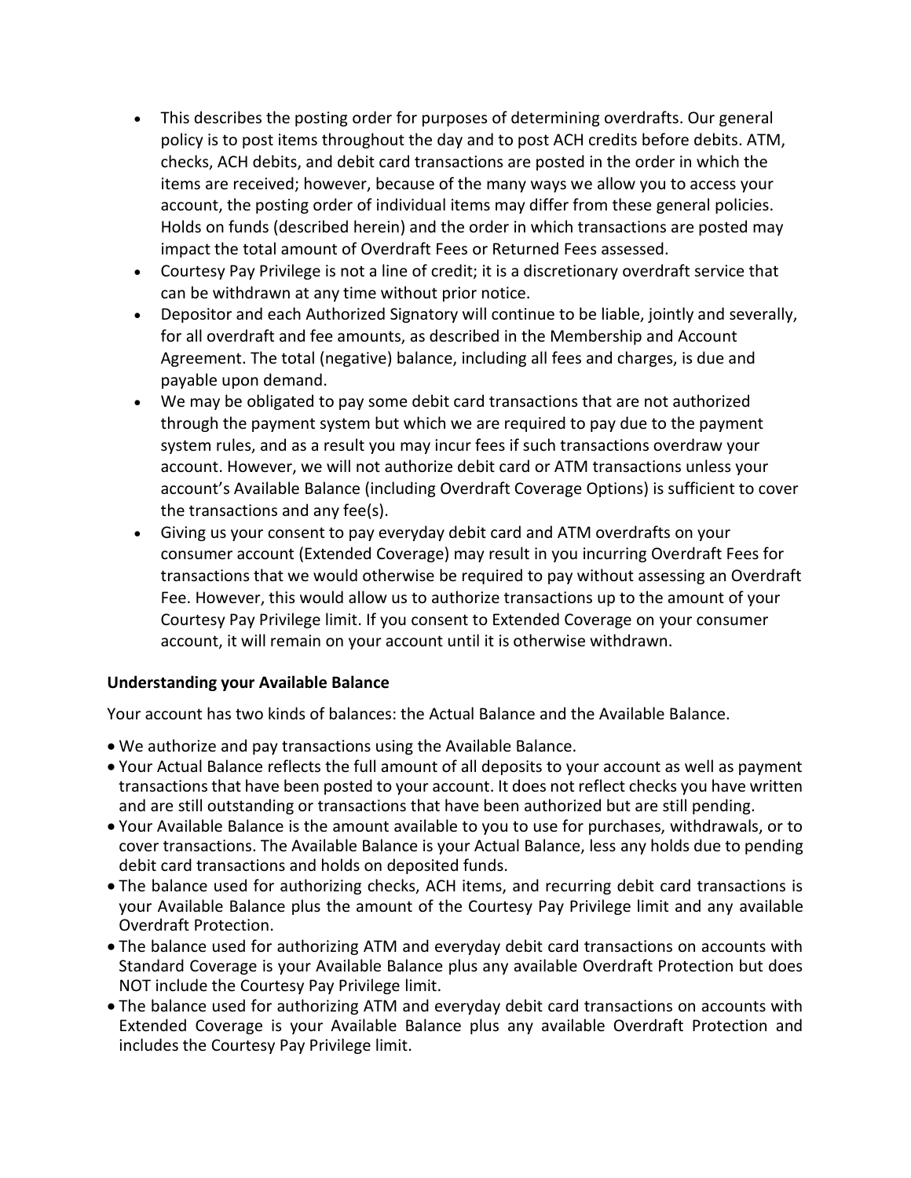- This describes the posting order for purposes of determining overdrafts. Our general policy is to post items throughout the day and to post ACH credits before debits. ATM, checks, ACH debits, and debit card transactions are posted in the order in which the items are received; however, because of the many ways we allow you to access your account, the posting order of individual items may differ from these general policies. Holds on funds (described herein) and the order in which transactions are posted may impact the total amount of Overdraft Fees or Returned Fees assessed.
- Courtesy Pay Privilege is not a line of credit; it is a discretionary overdraft service that can be withdrawn at any time without prior notice.
- Depositor and each Authorized Signatory will continue to be liable, jointly and severally, for all overdraft and fee amounts, as described in the Membership and Account Agreement. The total (negative) balance, including all fees and charges, is due and payable upon demand.
- We may be obligated to pay some debit card transactions that are not authorized through the payment system but which we are required to pay due to the payment system rules, and as a result you may incur fees if such transactions overdraw your account. However, we will not authorize debit card or ATM transactions unless your account's Available Balance (including Overdraft Coverage Options) is sufficient to cover the transactions and any fee(s).
- Giving us your consent to pay everyday debit card and ATM overdrafts on your consumer account (Extended Coverage) may result in you incurring Overdraft Fees for transactions that we would otherwise be required to pay without assessing an Overdraft Fee. However, this would allow us to authorize transactions up to the amount of your Courtesy Pay Privilege limit. If you consent to Extended Coverage on your consumer account, it will remain on your account until it is otherwise withdrawn.

**Understanding your Available Balance**

Your account has two kinds of balances: the Actual Balance and the Available Balance.

- We authorize and pay transactions using the Available Balance.
- Your Actual Balance reflects the full amount of all deposits to your account as well as payment transactions that have been posted to your account. It does not reflect checks you have written and are still outstanding or transactions that have been authorized but are still pending.
- Your Available Balance is the amount available to you to use for purchases, withdrawals, or to cover transactions. The Available Balance is your Actual Balance, less any holds due to pending debit card transactions and holds on deposited funds.
- The balance used for authorizing checks, ACH items, and recurring debit card transactions is your Available Balance plus the amount of the Courtesy Pay Privilege limit and any available Overdraft Protection.
- The balance used for authorizing ATM and everyday debit card transactions on accounts with Standard Coverage is your Available Balance plus any available Overdraft Protection but does NOT include the Courtesy Pay Privilege limit.
- The balance used for authorizing ATM and everyday debit card transactions on accounts with Extended Coverage is your Available Balance plus any available Overdraft Protection and includes the Courtesy Pay Privilege limit.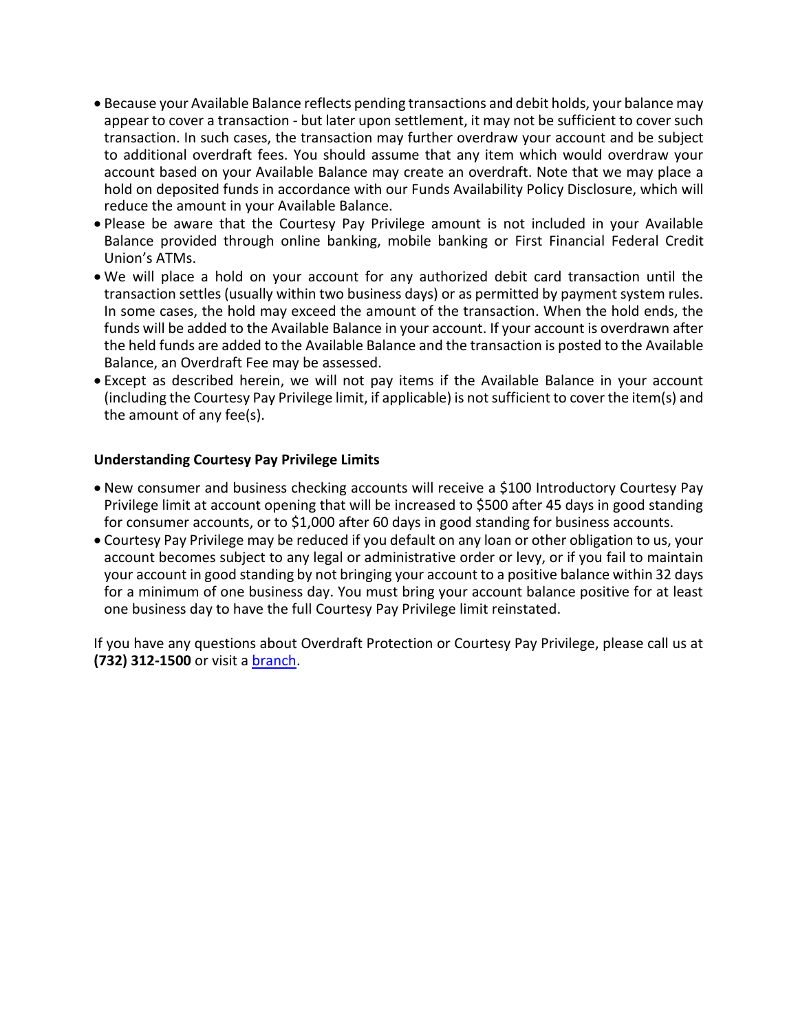- Because your Available Balance reflects pending transactions and debit holds, your balance may appear to cover a transaction - but later upon settlement, it may not be sufficient to cover such transaction. In such cases, the transaction may further overdraw your account and be subject to additional overdraft fees. You should assume that any item which would overdraw your account based on your Available Balance may create an overdraft. Note that we may place a hold on deposited funds in accordance with our Funds Availability Policy Disclosure, which will reduce the amount in your Available Balance.
- Please be aware that the Courtesy Pay Privilege amount is not included in your Available Balance provided through online banking, mobile banking or First Financial Federal Credit Union's ATMs.
- We will place a hold on your account for any authorized debit card transaction until the transaction settles (usually within two business days) or as permitted by payment system rules. In some cases, the hold may exceed the amount of the transaction. When the hold ends, the funds will be added to the Available Balance in your account. If your account is overdrawn after the held funds are added to the Available Balance and the transaction is posted to the Available Balance, an Overdraft Fee may be assessed.
- Except as described herein, we will not pay items if the Available Balance in your account (including the Courtesy Pay Privilege limit, if applicable) is not sufficient to cover the item(s) and the amount of any fee(s).

**Understanding Courtesy Pay Privilege Limits**

- New consumer and business checking accounts will receive a $100 Introductory Courtesy Pay Privilege limit at account opening that will be increased to $500 after 45 days in good standing for consumer accounts, or to $1,000 after 60 days in good standing for business accounts.
- Courtesy Pay Privilege may be reduced if you default on any loan or other obligation to us, your account becomes subject to any legal or administrative order or levy, or if you fail to maintain your account in good standing by not bringing your account to a positive balance within 32 days for a minimum of one business day. You must bring your account balance positive for at least one business day to have the full Courtesy Pay Privilege limit reinstated.

If you have any questions about Overdraft Protection or Courtesy Pay Privilege, please call us at **(732) 312-1500** or visit a branch.